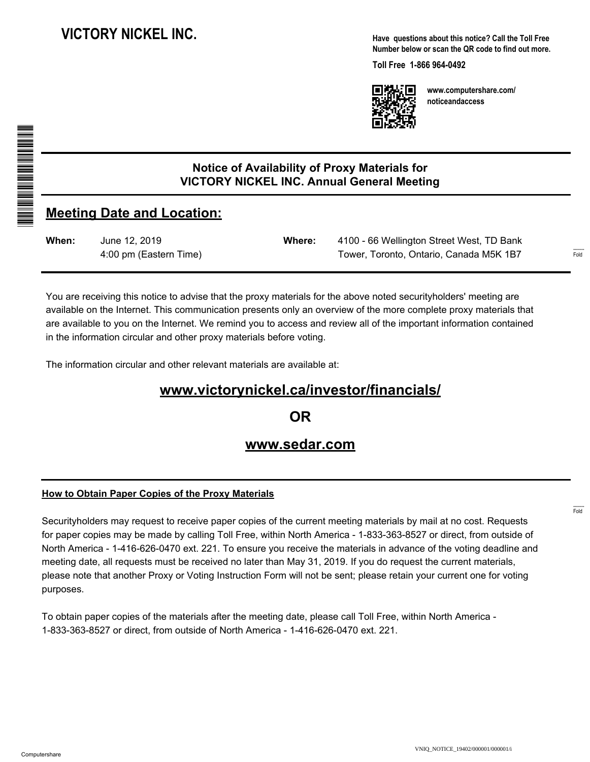# VICTORY NICKEL INC.

**Have questions about this notice? Call the Toll Free Number below or scan the QR code to find out more.**

**Toll Free 1-866 964-0492**

**www.computershare.com/noticeandaccess**

## Notice of Availability of Proxy Materials for VICTORY NICKEL INC. Annual General Meeting

## Meeting Date and Location:

| | | | |
|---|---|---|---|
| **When:** | June 12, 2019<br>4:00 pm (Eastern Time) | **Where:** | 4100 - 66 Wellington Street West, TD Bank Tower, Toronto, Ontario, Canada M5K 1B7 |

You are receiving this notice to advise that the proxy materials for the above noted securityholders' meeting are available on the Internet. This communication presents only an overview of the more complete proxy materials that are available to you on the Internet. We remind you to access and review all of the important information contained in the information circular and other proxy materials before voting.

The information circular and other relevant materials are available at:

**www.victorynickel.ca/investor/financials/**

**OR**

**www.sedar.com**

**How to Obtain Paper Copies of the Proxy Materials**

Securityholders may request to receive paper copies of the current meeting materials by mail at no cost. Requests for paper copies may be made by calling Toll Free, within North America - 1-833-363-8527 or direct, from outside of North America - 1-416-626-0470 ext. 221. To ensure you receive the materials in advance of the voting deadline and meeting date, all requests must be received no later than May 31, 2019. If you do request the current materials, please note that another Proxy or Voting Instruction Form will not be sent; please retain your current one for voting purposes.

To obtain paper copies of the materials after the meeting date, please call Toll Free, within North America - 1-833-363-8527 or direct, from outside of North America - 1-416-626-0470 ext. 221.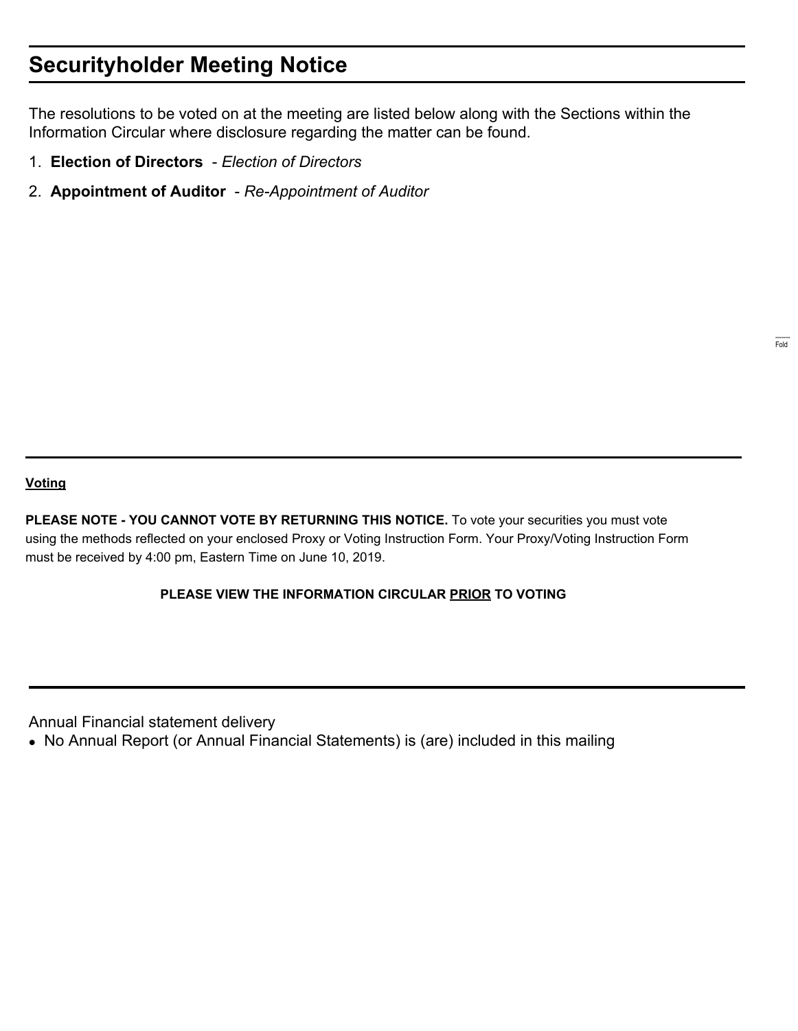# Securityholder Meeting Notice

The resolutions to be voted on at the meeting are listed below along with the Sections within the Information Circular where disclosure regarding the matter can be found.

1. **Election of Directors** - *Election of Directors*
2. **Appointment of Auditor** - *Re-Appointment of Auditor*

**Voting**

**PLEASE NOTE - YOU CANNOT VOTE BY RETURNING THIS NOTICE.** To vote your securities you must vote using the methods reflected on your enclosed Proxy or Voting Instruction Form. Your Proxy/Voting Instruction Form must be received by 4:00 pm, Eastern Time on June 10, 2019.

**PLEASE VIEW THE INFORMATION CIRCULAR PRIOR TO VOTING**

Annual Financial statement delivery

- No Annual Report (or Annual Financial Statements) is (are) included in this mailing